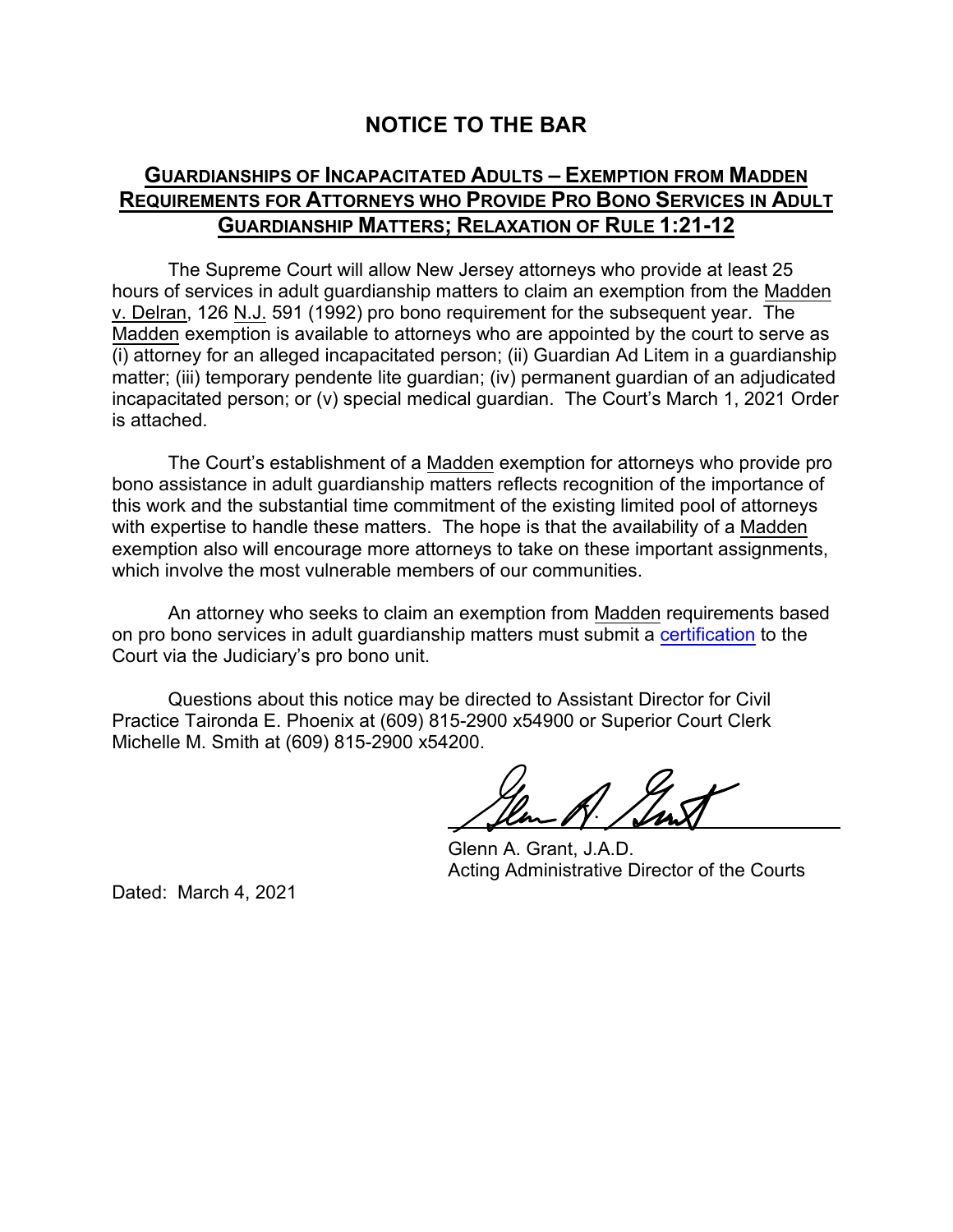# NOTICE TO THE BAR

## GUARDIANSHIPS OF INCAPACITATED ADULTS – EXEMPTION FROM MADDEN REQUIREMENTS FOR ATTORNEYS WHO PROVIDE PRO BONO SERVICES IN ADULT GUARDIANSHIP MATTERS; RELAXATION OF RULE 1:21-12

The Supreme Court will allow New Jersey attorneys who provide at least 25 hours of services in adult guardianship matters to claim an exemption from the Madden v. Delran, 126 N.J. 591 (1992) pro bono requirement for the subsequent year. The Madden exemption is available to attorneys who are appointed by the court to serve as (i) attorney for an alleged incapacitated person; (ii) Guardian Ad Litem in a guardianship matter; (iii) temporary pendente lite guardian; (iv) permanent guardian of an adjudicated incapacitated person; or (v) special medical guardian. The Court's March 1, 2021 Order is attached.

The Court's establishment of a Madden exemption for attorneys who provide pro bono assistance in adult guardianship matters reflects recognition of the importance of this work and the substantial time commitment of the existing limited pool of attorneys with expertise to handle these matters. The hope is that the availability of a Madden exemption also will encourage more attorneys to take on these important assignments, which involve the most vulnerable members of our communities.

An attorney who seeks to claim an exemption from Madden requirements based on pro bono services in adult guardianship matters must submit a certification to the Court via the Judiciary's pro bono unit.

Questions about this notice may be directed to Assistant Director for Civil Practice Taironda E. Phoenix at (609) 815-2900 x54900 or Superior Court Clerk Michelle M. Smith at (609) 815-2900 x54200.

Glenn A. Grant, J.A.D.
Acting Administrative Director of the Courts

Dated: March 4, 2021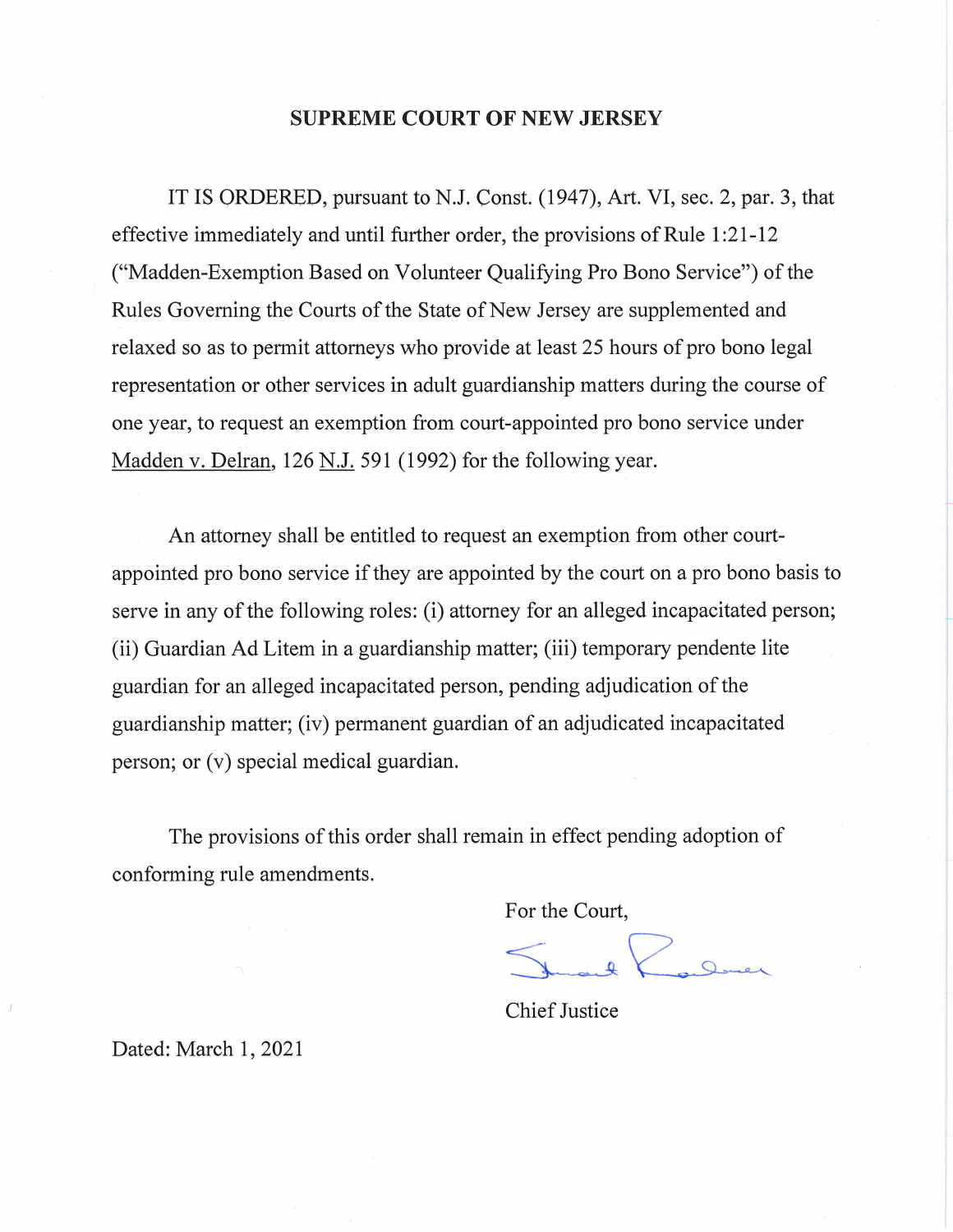# SUPREME COURT OF NEW JERSEY

IT IS ORDERED, pursuant to N.J. Const. (1947), Art. VI, sec. 2, par. 3, that effective immediately and until further order, the provisions of Rule 1:21-12 ("Madden-Exemption Based on Volunteer Qualifying Pro Bono Service") of the Rules Governing the Courts of the State of New Jersey are supplemented and relaxed so as to permit attorneys who provide at least 25 hours of pro bono legal representation or other services in adult guardianship matters during the course of one year, to request an exemption from court-appointed pro bono service under Madden v. Delran, 126 N.J. 591 (1992) for the following year.

An attorney shall be entitled to request an exemption from other court-appointed pro bono service if they are appointed by the court on a pro bono basis to serve in any of the following roles: (i) attorney for an alleged incapacitated person; (ii) Guardian Ad Litem in a guardianship matter; (iii) temporary pendente lite guardian for an alleged incapacitated person, pending adjudication of the guardianship matter; (iv) permanent guardian of an adjudicated incapacitated person; or (v) special medical guardian.

The provisions of this order shall remain in effect pending adoption of conforming rule amendments.

For the Court,

Chief Justice

Dated: March 1, 2021